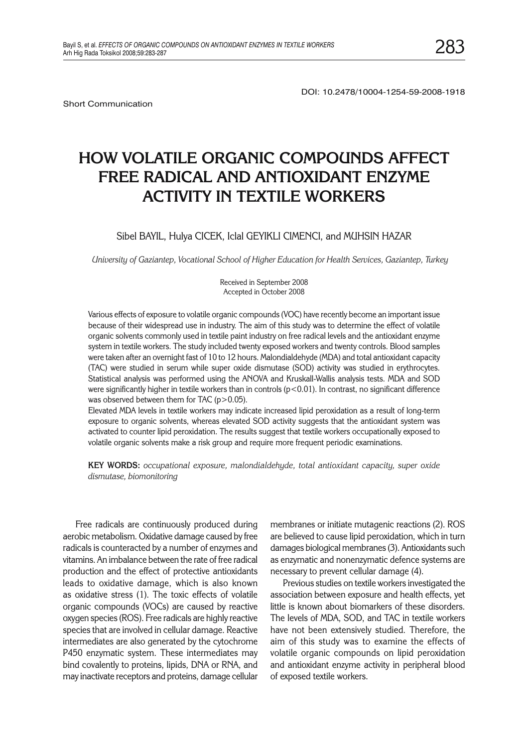DOI: 10.2478/10004-1254-59-2008-1918

Short Communication

# HOW VOLATILE ORGANIC COMPOUNDS AFFECT FREE RADICAL AND ANTIOXIDANT ENZYME ACTIVITY IN TEXTILE WORKERS

Sibel BAYIL, Hulya CICEK, Iclal GEYIKLI CIMENCI, and MUHSIN HAZAR

*University of Gaziantep, Vocational School of Higher Education for Health Services, Gaziantep, Turkey*

Received in September 2008
Accepted in October 2008

Various effects of exposure to volatile organic compounds (VOC) have recently become an important issue because of their widespread use in industry. The aim of this study was to determine the effect of volatile organic solvents commonly used in textile paint industry on free radical levels and the antioxidant enzyme system in textile workers. The study included twenty exposed workers and twenty controls. Blood samples were taken after an overnight fast of 10 to 12 hours. Malondialdehyde (MDA) and total antioxidant capacity (TAC) were studied in serum while super oxide dismutase (SOD) activity was studied in erythrocytes. Statistical analysis was performed using the ANOVA and Kruskall-Wallis analysis tests. MDA and SOD were significantly higher in textile workers than in controls ($p<0.01$). In contrast, no significant difference was observed between them for TAC ($p>0.05$).

Elevated MDA levels in textile workers may indicate increased lipid peroxidation as a result of long-term exposure to organic solvents, whereas elevated SOD activity suggests that the antioxidant system was activated to counter lipid peroxidation. The results suggest that textile workers occupationally exposed to volatile organic solvents make a risk group and require more frequent periodic examinations.

**KEY WORDS:** *occupational exposure, malondialdehyde, total antioxidant capacity, super oxide dismutase, biomonitoring*

Free radicals are continuously produced during aerobic metabolism. Oxidative damage caused by free radicals is counteracted by a number of enzymes and vitamins. An imbalance between the rate of free radical production and the effect of protective antioxidants leads to oxidative damage, which is also known as oxidative stress (1). The toxic effects of volatile organic compounds (VOCs) are caused by reactive oxygen species (ROS). Free radicals are highly reactive species that are involved in cellular damage. Reactive intermediates are also generated by the cytochrome P450 enzymatic system. These intermediates may bind covalently to proteins, lipids, DNA or RNA, and may inactivate receptors and proteins, damage cellular membranes or initiate mutagenic reactions (2). ROS are believed to cause lipid peroxidation, which in turn damages biological membranes (3). Antioxidants such as enzymatic and nonenzymatic defence systems are necessary to prevent cellular damage (4).

Previous studies on textile workers investigated the association between exposure and health effects, yet little is known about biomarkers of these disorders. The levels of MDA, SOD, and TAC in textile workers have not been extensively studied. Therefore, the aim of this study was to examine the effects of volatile organic compounds on lipid peroxidation and antioxidant enzyme activity in peripheral blood of exposed textile workers.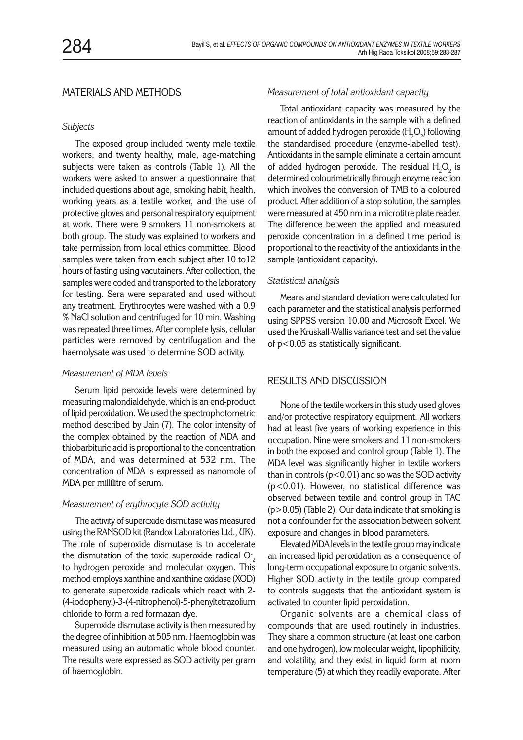## MATERIALS AND METHODS

### *Subjects*

The exposed group included twenty male textile workers, and twenty healthy, male, age-matching subjects were taken as controls (Table 1). All the workers were asked to answer a questionnaire that included questions about age, smoking habit, health, working years as a textile worker, and the use of protective gloves and personal respiratory equipment at work. There were 9 smokers 11 non-smokers at both group. The study was explained to workers and take permission from local ethics committee. Blood samples were taken from each subject after 10 to12 hours of fasting using vacutainers. After collection, the samples were coded and transported to the laboratory for testing. Sera were separated and used without any treatment. Erythrocytes were washed with a 0.9 % NaCl solution and centrifuged for 10 min. Washing was repeated three times. After complete lysis, cellular particles were removed by centrifugation and the haemolysate was used to determine SOD activity.

### *Measurement of MDA levels*

Serum lipid peroxide levels were determined by measuring malondialdehyde, which is an end-product of lipid peroxidation. We used the spectrophotometric method described by Jain (7). The color intensity of the complex obtained by the reaction of MDA and thiobarbituric acid is proportional to the concentration of MDA, and was determined at 532 nm. The concentration of MDA is expressed as nanomole of MDA per millilitre of serum.

### *Measurement of erythrocyte SOD activity*

The activity of superoxide dismutase was measured using the RANSOD kit (Randox Laboratories Ltd., UK). The role of superoxide dismutase is to accelerate the dismutation of the toxic superoxide radical $O_2^-$ to hydrogen peroxide and molecular oxygen. This method employs xanthine and xanthine oxidase (XOD) to generate superoxide radicals which react with 2-(4-iodophenyl)-3-(4-nitrophenol)-5-phenyltetrazolium chloride to form a red formazan dye.

Superoxide dismutase activity is then measured by the degree of inhibition at 505 nm. Haemoglobin was measured using an automatic whole blood counter. The results were expressed as SOD activity per gram of haemoglobin.

### *Measurement of total antioxidant capacity*

Total antioxidant capacity was measured by the reaction of antioxidants in the sample with a defined amount of added hydrogen peroxide ($H_2O_2$) following the standardised procedure (enzyme-labelled test). Antioxidants in the sample eliminate a certain amount of added hydrogen peroxide. The residual $H_2O_2$ is determined colourimetrically through enzyme reaction which involves the conversion of TMB to a coloured product. After addition of a stop solution, the samples were measured at 450 nm in a microtitre plate reader. The difference between the applied and measured peroxide concentration in a defined time period is proportional to the reactivity of the antioxidants in the sample (antioxidant capacity).

### *Statistical analysis*

Means and standard deviation were calculated for each parameter and the statistical analysis performed using SPPSS version 10.00 and Microsoft Excel. We used the Kruskall-Wallis variance test and set the value of $p<0.05$ as statistically significant.

## RESULTS AND DISCUSSION

None of the textile workers in this study used gloves and/or protective respiratory equipment. All workers had at least five years of working experience in this occupation. Nine were smokers and 11 non-smokers in both the exposed and control group (Table 1). The MDA level was significantly higher in textile workers than in controls ($p<0.01$) and so was the SOD activity ($p<0.01$). However, no statistical difference was observed between textile and control group in TAC ($p>0.05$) (Table 2). Our data indicate that smoking is not a confounder for the association between solvent exposure and changes in blood parameters.

Elevated MDA levels in the textile group may indicate an increased lipid peroxidation as a consequence of long-term occupational exposure to organic solvents. Higher SOD activity in the textile group compared to controls suggests that the antioxidant system is activated to counter lipid peroxidation.

Organic solvents are a chemical class of compounds that are used routinely in industries. They share a common structure (at least one carbon and one hydrogen), low molecular weight, lipophilicity, and volatility, and they exist in liquid form at room temperature (5) at which they readily evaporate. After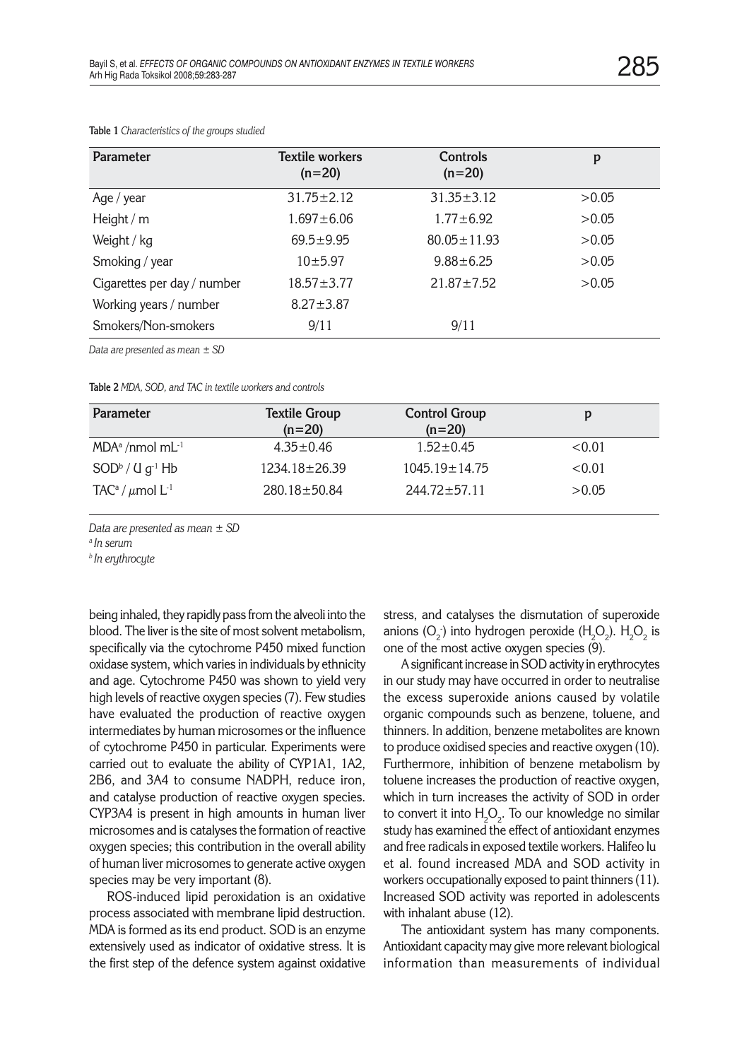**Table 1** *Characteristics of the groups studied*

| Parameter | Textile workers (n=20) | Controls (n=20) | p |
|---|---|---|---|
| Age / year | 31.75±2.12 | 31.35±3.12 | >0.05 |
| Height / m | 1.697±6.06 | 1.77±6.92 | >0.05 |
| Weight / kg | 69.5±9.95 | 80.05±11.93 | >0.05 |
| Smoking / year | 10±5.97 | 9.88±6.25 | >0.05 |
| Cigarettes per day / number | 18.57±3.77 | 21.87±7.52 | >0.05 |
| Working years / number | 8.27±3.87 | | |
| Smokers/Non-smokers | 9/11 | 9/11 | |

*Data are presented as mean ± SD*

**Table 2** *MDA, SOD, and TAC in textile workers and controls*

| Parameter | Textile Group (n=20) | Control Group (n=20) | p |
|---|---|---|---|
| MDA[a] /nmol $mL^{-1}$ | 4.35±0.46 | 1.52±0.45 | <0.01 |
| SOD[b] / U $g^{-1}$ Hb | 1234.18±26.39 | 1045.19±14.75 | <0.01 |
| TAC[a] / μmol $L^{-1}$ | 280.18±50.84 | 244.72±57.11 | >0.05 |

*Data are presented as mean ± SD*

*[a] In serum*

*[b] In erythrocyte*

being inhaled, they rapidly pass from the alveoli into the blood. The liver is the site of most solvent metabolism, specifically via the cytochrome P450 mixed function oxidase system, which varies in individuals by ethnicity and age. Cytochrome P450 was shown to yield very high levels of reactive oxygen species (7). Few studies have evaluated the production of reactive oxygen intermediates by human microsomes or the influence of cytochrome P450 in particular. Experiments were carried out to evaluate the ability of CYP1A1, 1A2, 2B6, and 3A4 to consume NADPH, reduce iron, and catalyse production of reactive oxygen species. CYP3A4 is present in high amounts in human liver microsomes and is catalyses the formation of reactive oxygen species; this contribution in the overall ability of human liver microsomes to generate active oxygen species may be very important (8).

ROS-induced lipid peroxidation is an oxidative process associated with membrane lipid destruction. MDA is formed as its end product. SOD is an enzyme extensively used as indicator of oxidative stress. It is the first step of the defence system against oxidative stress, and catalyses the dismutation of superoxide anions ($O_2^-$) into hydrogen peroxide ($H_2O_2$). $H_2O_2$ is one of the most active oxygen species (9).

A significant increase in SOD activity in erythrocytes in our study may have occurred in order to neutralise the excess superoxide anions caused by volatile organic compounds such as benzene, toluene, and thinners. In addition, benzene metabolites are known to produce oxidised species and reactive oxygen (10). Furthermore, inhibition of benzene metabolism by toluene increases the production of reactive oxygen, which in turn increases the activity of SOD in order to convert it into $H_2O_2$. To our knowledge no similar study has examined the effect of antioxidant enzymes and free radicals in exposed textile workers. Halifeo lu et al. found increased MDA and SOD activity in workers occupationally exposed to paint thinners (11). Increased SOD activity was reported in adolescents with inhalant abuse (12).

The antioxidant system has many components. Antioxidant capacity may give more relevant biological information than measurements of individual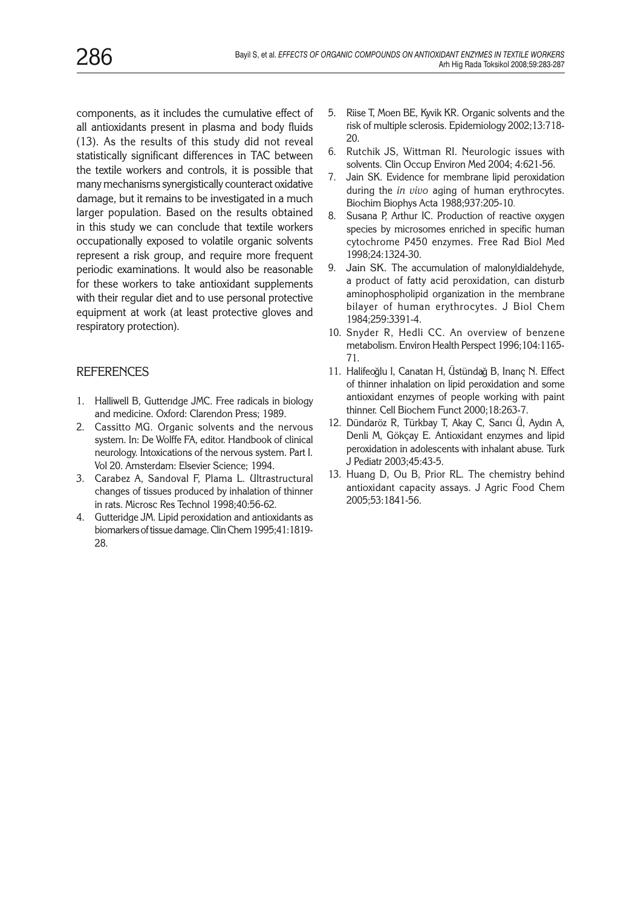components, as it includes the cumulative effect of all antioxidants present in plasma and body fluids (13). As the results of this study did not reveal statistically significant differences in TAC between the textile workers and controls, it is possible that many mechanisms synergistically counteract oxidative damage, but it remains to be investigated in a much larger population. Based on the results obtained in this study we can conclude that textile workers occupationally exposed to volatile organic solvents represent a risk group, and require more frequent periodic examinations. It would also be reasonable for these workers to take antioxidant supplements with their regular diet and to use personal protective equipment at work (at least protective gloves and respiratory protection).

## REFERENCES

1. Halliwell B, Gutterıdge JMC. Free radicals in biology and medicine. Oxford: Clarendon Press; 1989.
2. Cassitto MG. Organic solvents and the nervous system. In: De Wolffe FA, editor. Handbook of clinical neurology. Intoxications of the nervous system. Part I. Vol 20. Amsterdam: Elsevier Science; 1994.
3. Carabez A, Sandoval F, Plama L. Ultrastructural changes of tissues produced by inhalation of thinner in rats. Microsc Res Technol 1998;40:56-62.
4. Gutteridge JM. Lipid peroxidation and antioxidants as biomarkers of tissue damage. Clin Chem 1995;41:1819-28.
5. Riise T, Moen BE, Kyvik KR. Organic solvents and the risk of multiple sclerosis. Epidemiology 2002;13:718-20.
6. Rutchik JS, Wittman RI. Neurologic issues with solvents. Clin Occup Environ Med 2004; 4:621-56.
7. Jain SK. Evidence for membrane lipid peroxidation during the *in vivo* aging of human erythrocytes. Biochim Biophys Acta 1988;937:205-10.
8. Susana P, Arthur IC. Production of reactive oxygen species by microsomes enriched in specific human cytochrome P450 enzymes. Free Rad Biol Med 1998;24:1324-30.
9. Jain SK. The accumulation of malonyldialdehyde, a product of fatty acid peroxidation, can disturb aminophospholipid organization in the membrane bilayer of human erythrocytes. J Biol Chem 1984;259:3391-4.
10. Snyder R, Hedli CC. An overview of benzene metabolism. Environ Health Perspect 1996;104:1165-71.
11. Halifeoğlu I, Canatan H, Üstündağ B, Inanç N. Effect of thinner inhalation on lipid peroxidation and some antioxidant enzymes of people working with paint thinner. Cell Biochem Funct 2000;18:263-7.
12. Dündaröz R, Türkbay T, Akay C, Sarıcı Ü, Aydın A, Denli M, Gökçay E. Antioxidant enzymes and lipid peroxidation in adolescents with inhalant abuse. Turk J Pediatr 2003;45:43-5.
13. Huang D, Ou B, Prior RL. The chemistry behind antioxidant capacity assays. J Agric Food Chem 2005;53:1841-56.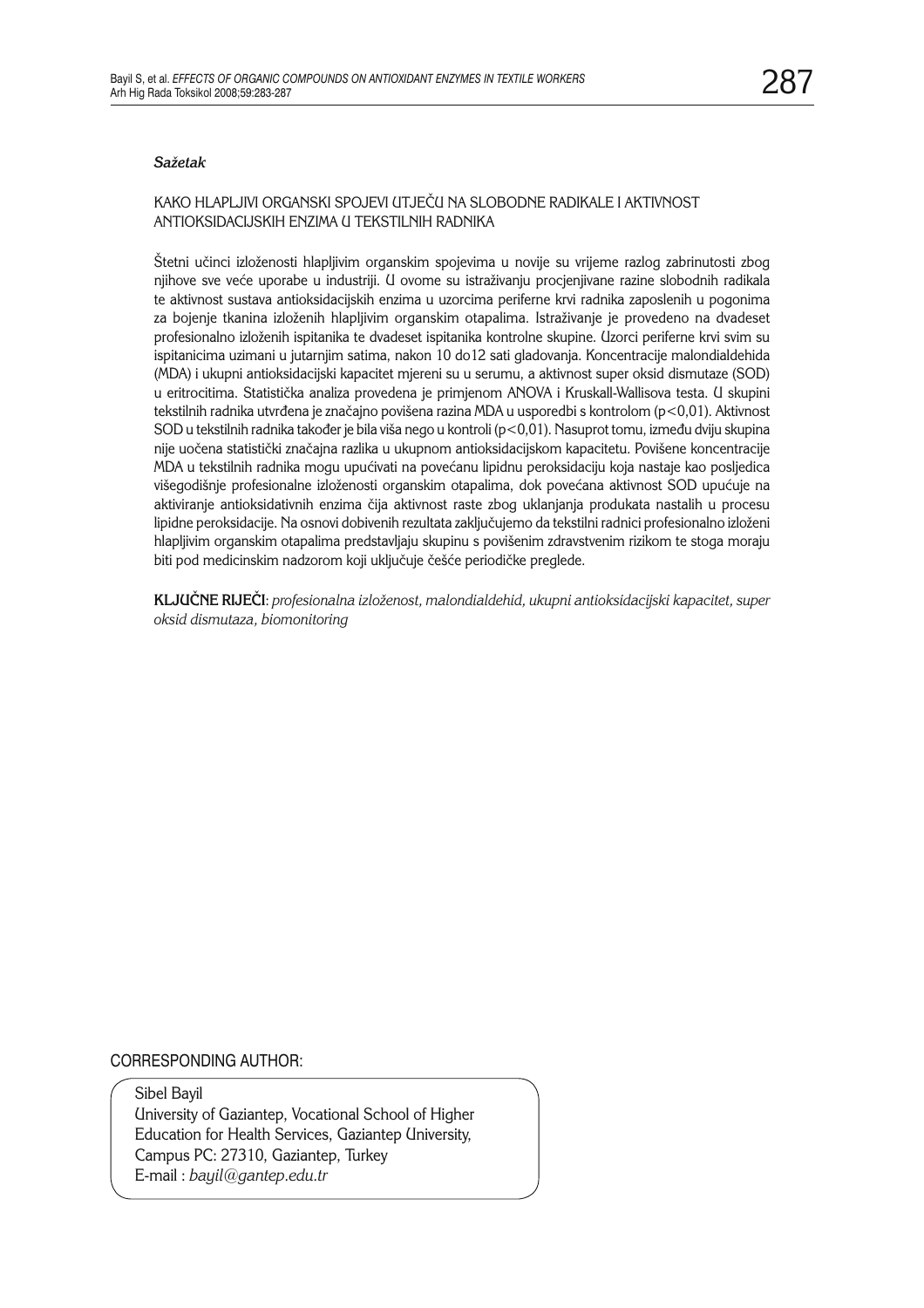*Sažetak*

KAKO HLAPLJIVI ORGANSKI SPOJEVI UTJEČU NA SLOBODNE RADIKALE I AKTIVNOST ANTIOKSIDACIJSKIH ENZIMA U TEKSTILNIH RADNIKA

Štetni učinci izloženosti hlapljivim organskim spojevima u novije su vrijeme razlog zabrinutosti zbog njihove sve veće uporabe u industriji. U ovome su istraživanju procjenjivane razine slobodnih radikala te aktivnost sustava antioksidacijskih enzima u uzorcima periferne krvi radnika zaposlenih u pogonima za bojenje tkanina izloženih hlapljivim organskim otapalima. Istraživanje je provedeno na dvadeset profesionalno izloženih ispitanika te dvadeset ispitanika kontrolne skupine. Uzorci periferne krvi svim su ispitanicima uzimani u jutarnjim satima, nakon 10 do12 sati gladovanja. Koncentracije malondialdehida (MDA) i ukupni antioksidacijski kapacitet mjereni su u serumu, a aktivnost super oksid dismutaze (SOD) u eritrocitima. Statistička analiza provedena je primjenom ANOVA i Kruskall-Wallisova testa. U skupini tekstilnih radnika utvrđena je značajno povišena razina MDA u usporedbi s kontrolom ($p<0,01$). Aktivnost SOD u tekstilnih radnika također je bila viša nego u kontroli ($p<0,01$). Nasuprot tomu, između dviju skupina nije uočena statistički značajna razlika u ukupnom antioksidacijskom kapacitetu. Povišene koncentracije MDA u tekstilnih radnika mogu upućivati na povećanu lipidnu peroksidaciju koja nastaje kao posljedica višegodišnje profesionalne izloženosti organskim otapalima, dok povećana aktivnost SOD upućuje na aktiviranje antioksidativnih enzima čija aktivnost raste zbog uklanjanja produkata nastalih u procesu lipidne peroksidacije. Na osnovi dobivenih rezultata zaključujemo da tekstilni radnici profesionalno izloženi hlapljivim organskim otapalima predstavljaju skupinu s povišenim zdravstvenim rizikom te stoga moraju biti pod medicinskim nadzorom koji uključuje češće periodičke preglede.

**KLJUČNE RIJEČI**: *profesionalna izloženost, malondialdehid, ukupni antioksidacijski kapacitet, super oksid dismutaza, biomonitoring*

CORRESPONDING AUTHOR:

Sibel Bayil
University of Gaziantep, Vocational School of Higher Education for Health Services, Gaziantep University, Campus PC: 27310, Gaziantep, Turkey
E-mail : *bayil@gantep.edu.tr*